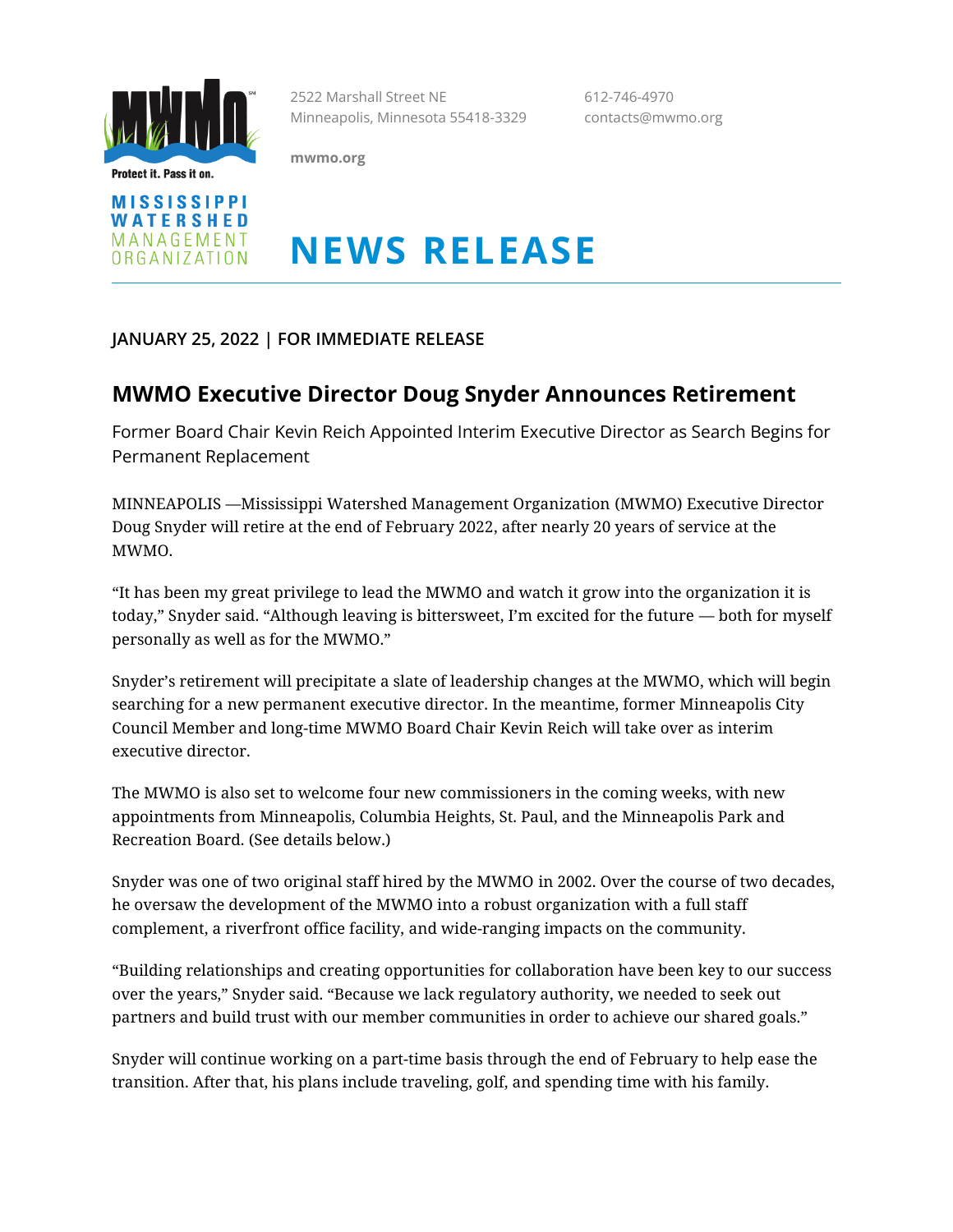MWMO

Protect it. Pass it on.

MISSISSIPPI WATERSHED MANAGEMENT ORGANIZATION

2522 Marshall Street NE
Minneapolis, Minnesota 55418-3329

mwmo.org

612-746-4970
contacts@mwmo.org

# NEWS RELEASE

**JANUARY 25, 2022 | FOR IMMEDIATE RELEASE**

## MWMO Executive Director Doug Snyder Announces Retirement

Former Board Chair Kevin Reich Appointed Interim Executive Director as Search Begins for Permanent Replacement

MINNEAPOLIS —Mississippi Watershed Management Organization (MWMO) Executive Director Doug Snyder will retire at the end of February 2022, after nearly 20 years of service at the MWMO.

"It has been my great privilege to lead the MWMO and watch it grow into the organization it is today," Snyder said. "Although leaving is bittersweet, I'm excited for the future — both for myself personally as well as for the MWMO."

Snyder's retirement will precipitate a slate of leadership changes at the MWMO, which will begin searching for a new permanent executive director. In the meantime, former Minneapolis City Council Member and long-time MWMO Board Chair Kevin Reich will take over as interim executive director.

The MWMO is also set to welcome four new commissioners in the coming weeks, with new appointments from Minneapolis, Columbia Heights, St. Paul, and the Minneapolis Park and Recreation Board. (See details below.)

Snyder was one of two original staff hired by the MWMO in 2002. Over the course of two decades, he oversaw the development of the MWMO into a robust organization with a full staff complement, a riverfront office facility, and wide-ranging impacts on the community.

"Building relationships and creating opportunities for collaboration have been key to our success over the years," Snyder said. "Because we lack regulatory authority, we needed to seek out partners and build trust with our member communities in order to achieve our shared goals."

Snyder will continue working on a part-time basis through the end of February to help ease the transition. After that, his plans include traveling, golf, and spending time with his family.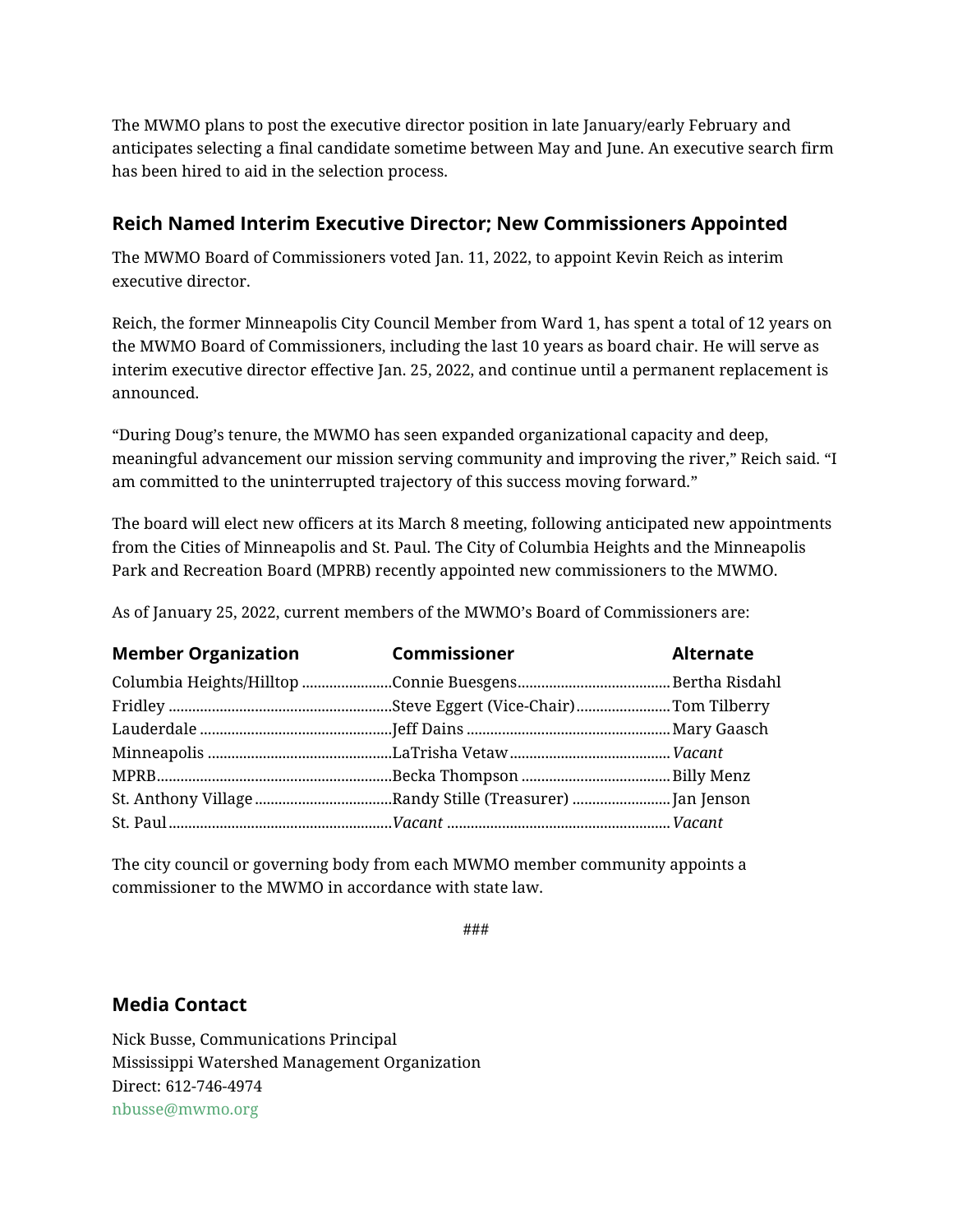The MWMO plans to post the executive director position in late January/early February and anticipates selecting a final candidate sometime between May and June. An executive search firm has been hired to aid in the selection process.

## Reich Named Interim Executive Director; New Commissioners Appointed

The MWMO Board of Commissioners voted Jan. 11, 2022, to appoint Kevin Reich as interim executive director.

Reich, the former Minneapolis City Council Member from Ward 1, has spent a total of 12 years on the MWMO Board of Commissioners, including the last 10 years as board chair. He will serve as interim executive director effective Jan. 25, 2022, and continue until a permanent replacement is announced.

"During Doug's tenure, the MWMO has seen expanded organizational capacity and deep, meaningful advancement our mission serving community and improving the river," Reich said. "I am committed to the uninterrupted trajectory of this success moving forward."

The board will elect new officers at its March 8 meeting, following anticipated new appointments from the Cities of Minneapolis and St. Paul. The City of Columbia Heights and the Minneapolis Park and Recreation Board (MPRB) recently appointed new commissioners to the MWMO.

As of January 25, 2022, current members of the MWMO's Board of Commissioners are:

| Member Organization | Commissioner | Alternate |
|---|---|---|
| Columbia Heights/Hilltop | Connie Buesgens | Bertha Risdahl |
| Fridley | Steve Eggert (Vice-Chair) | Tom Tilberry |
| Lauderdale | Jeff Dains | Mary Gaasch |
| Minneapolis | LaTrisha Vetaw | *Vacant* |
| MPRB | Becka Thompson | Billy Menz |
| St. Anthony Village | Randy Stille (Treasurer) | Jan Jenson |
| St. Paul | *Vacant* | *Vacant* |

The city council or governing body from each MWMO member community appoints a commissioner to the MWMO in accordance with state law.

###

## Media Contact

Nick Busse, Communications Principal
Mississippi Watershed Management Organization
Direct: 612-746-4974
nbusse@mwmo.org